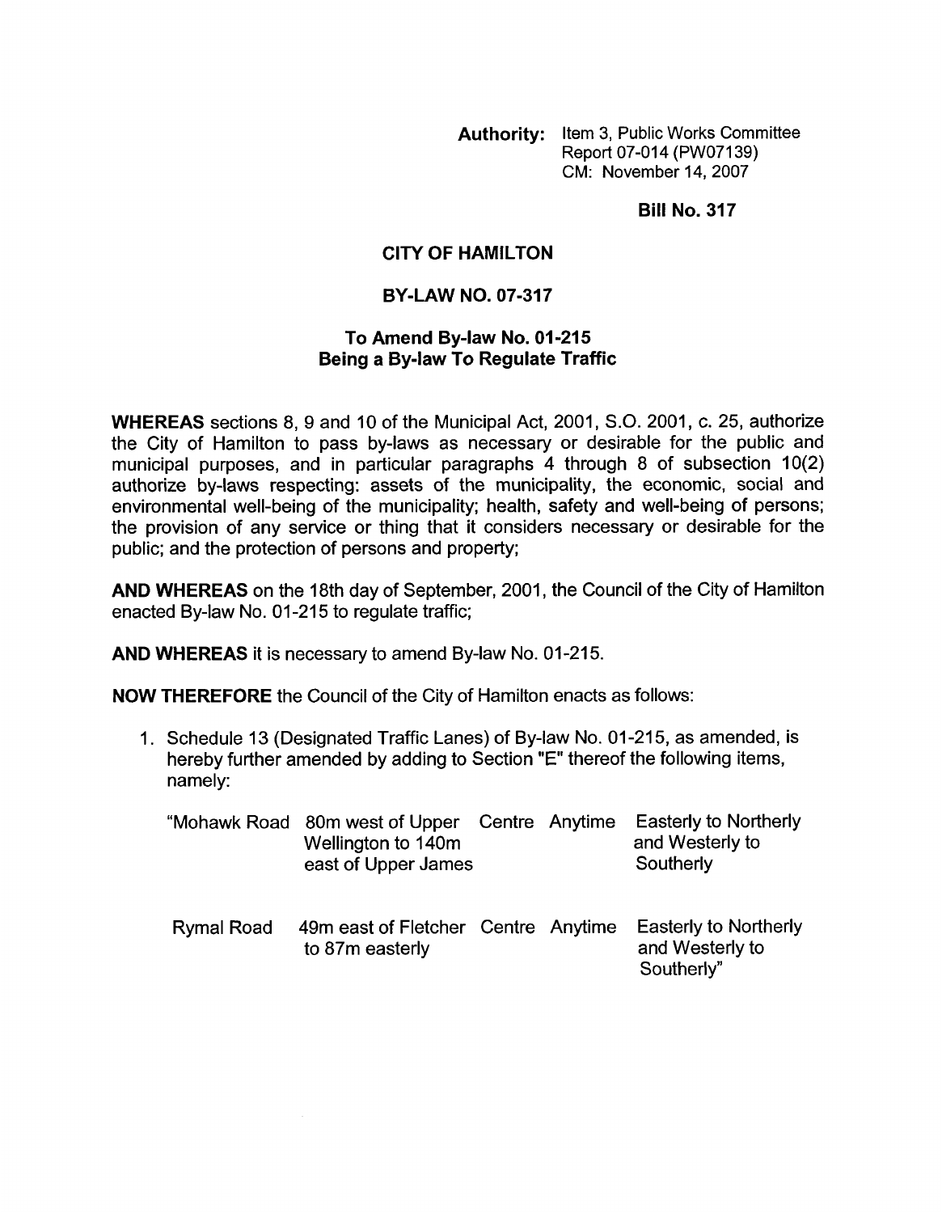**Authority:** Item 3, Public Works Committee
Report 07-014 (PW07139)
CM: November 14, 2007

**Bill No. 317**

# CITY OF HAMILTON

## BY-LAW NO. 07-317

## To Amend By-law No. 01-215 Being a By-law To Regulate Traffic

**WHEREAS** sections 8, 9 and 10 of the Municipal Act, 2001, S.O. 2001, c. 25, authorize the City of Hamilton to pass by-laws as necessary or desirable for the public and municipal purposes, and in particular paragraphs 4 through 8 of subsection 10(2) authorize by-laws respecting: assets of the municipality, the economic, social and environmental well-being of the municipality; health, safety and well-being of persons; the provision of any service or thing that it considers necessary or desirable for the public; and the protection of persons and property;

**AND WHEREAS** on the 18th day of September, 2001, the Council of the City of Hamilton enacted By-law No. 01-215 to regulate traffic;

**AND WHEREAS** it is necessary to amend By-law No. 01-215.

**NOW THEREFORE** the Council of the City of Hamilton enacts as follows:

1. Schedule 13 (Designated Traffic Lanes) of By-law No. 01-215, as amended, is hereby further amended by adding to Section "E" thereof the following items, namely:

| | | | | |
|---|---|---|---|---|
| "Mohawk Road | 80m west of Upper Wellington to 140m east of Upper James | Centre | Anytime | Easterly to Northerly and Westerly to Southerly |
| Rymal Road | 49m east of Fletcher to 87m easterly | Centre | Anytime | Easterly to Northerly and Westerly to Southerly" |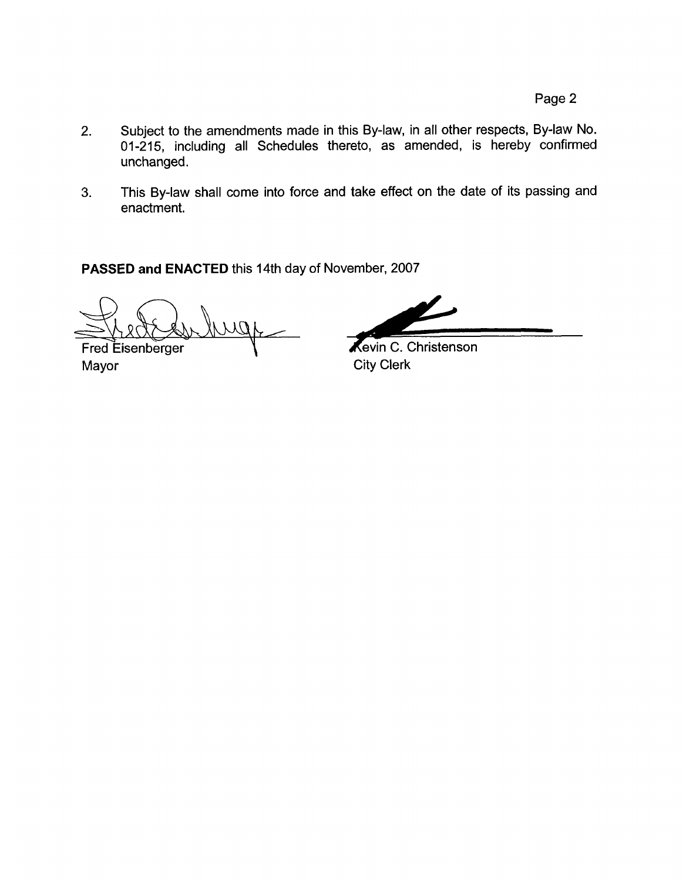2. Subject to the amendments made in this By-law, in all other respects, By-law No. 01-215, including all Schedules thereto, as amended, is hereby confirmed unchanged.

3. This By-law shall come into force and take effect on the date of its passing and enactment.

**PASSED and ENACTED** this 14th day of November, 2007

Fred Eisenberger
Mayor

Kevin C. Christenson
City Clerk